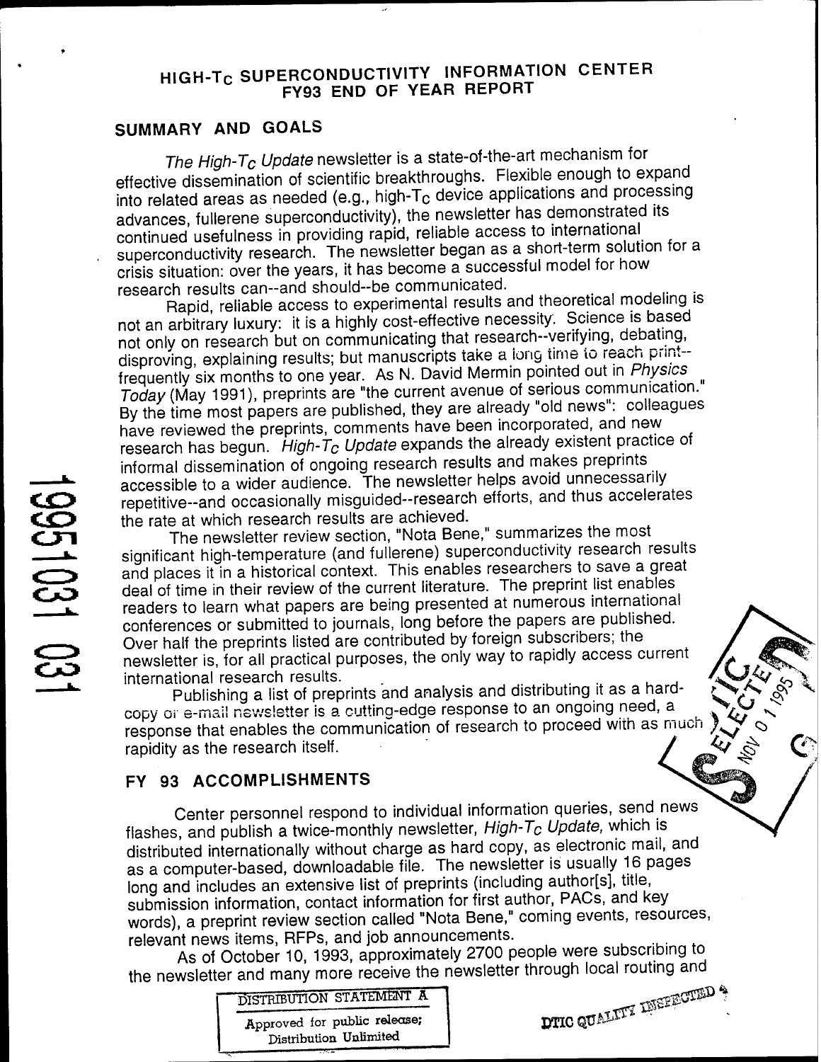# HIGH-$T_C$ SUPERCONDUCTIVITY INFORMATION CENTER
## FY93 END OF YEAR REPORT

## SUMMARY AND GOALS

*The High-$T_C$ Update* newsletter is a state-of-the-art mechanism for effective dissemination of scientific breakthroughs. Flexible enough to expand into related areas as needed (e.g., high-$T_C$ device applications and processing advances, fullerene superconductivity), the newsletter has demonstrated its continued usefulness in providing rapid, reliable access to international superconductivity research. The newsletter began as a short-term solution for a crisis situation: over the years, it has become a successful model for how research results can--and should--be communicated.

Rapid, reliable access to experimental results and theoretical modeling is not an arbitrary luxury: it is a highly cost-effective necessity. Science is based not only on research but on communicating that research--verifying, debating, disproving, explaining results; but manuscripts take a long time to reach print--frequently six months to one year. As N. David Mermin pointed out in *Physics Today* (May 1991), preprints are "the current avenue of serious communication." By the time most papers are published, they are already "old news": colleagues have reviewed the preprints, comments have been incorporated, and new research has begun. *High-$T_C$ Update* expands the already existent practice of informal dissemination of ongoing research results and makes preprints accessible to a wider audience. The newsletter helps avoid unnecessarily repetitive--and occasionally misguided--research efforts, and thus accelerates the rate at which research results are achieved.

The newsletter review section, "Nota Bene," summarizes the most significant high-temperature (and fullerene) superconductivity research results and places it in a historical context. This enables researchers to save a great deal of time in their review of the current literature. The preprint list enables readers to learn what papers are being presented at numerous international conferences or submitted to journals, long before the papers are published. Over half the preprints listed are contributed by foreign subscribers; the newsletter is, for all practical purposes, the only way to rapidly access current international research results.

Publishing a list of preprints and analysis and distributing it as a hard-copy or e-mail newsletter is a cutting-edge response to an ongoing need, a response that enables the communication of research to proceed with as much rapidity as the research itself.

## FY 93 ACCOMPLISHMENTS

Center personnel respond to individual information queries, send news flashes, and publish a twice-monthly newsletter, *High-$T_C$ Update*, which is distributed internationally without charge as hard copy, as electronic mail, and as a computer-based, downloadable file. The newsletter is usually 16 pages long and includes an extensive list of preprints (including author[s], title, submission information, contact information for first author, PACs, and key words), a preprint review section called "Nota Bene," coming events, resources, relevant news items, RFPs, and job announcements.

As of October 10, 1993, approximately 2700 people were subscribing to the newsletter and many more receive the newsletter through local routing and

DISTRIBUTION STATEMENT A

Approved for public release; Distribution Unlimited

19951031 031

DTIC QUALITY INSPECTED

DTIC ELECTE NOV 01 1995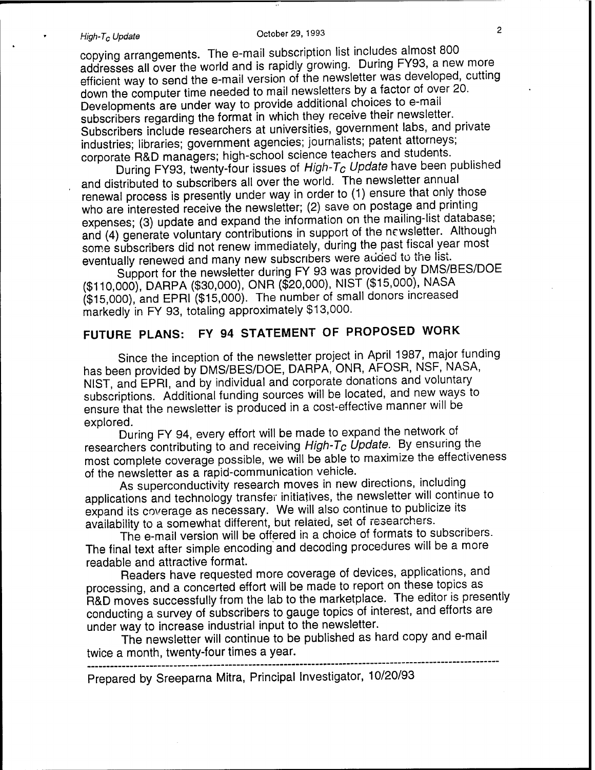copying arrangements. The e-mail subscription list includes almost 800 addresses all over the world and is rapidly growing. During FY93, a new more efficient way to send the e-mail version of the newsletter was developed, cutting down the computer time needed to mail newsletters by a factor of over 20. Developments are under way to provide additional choices to e-mail subscribers regarding the format in which they receive their newsletter. Subscribers include researchers at universities, government labs, and private industries; libraries; government agencies; journalists; patent attorneys; corporate R&D managers; high-school science teachers and students.

During FY93, twenty-four issues of *High-$T_c$ Update* have been published and distributed to subscribers all over the world. The newsletter annual renewal process is presently under way in order to (1) ensure that only those who are interested receive the newsletter; (2) save on postage and printing expenses; (3) update and expand the information on the mailing-list database; and (4) generate voluntary contributions in support of the newsletter. Although some subscribers did not renew immediately, during the past fiscal year most eventually renewed and many new subscribers were added to the list.

Support for the newsletter during FY 93 was provided by DMS/BES/DOE ($110,000), DARPA ($30,000), ONR ($20,000), NIST ($15,000), NASA ($15,000), and EPRI ($15,000). The number of small donors increased markedly in FY 93, totaling approximately $13,000.

## FUTURE PLANS: FY 94 STATEMENT OF PROPOSED WORK

Since the inception of the newsletter project in April 1987, major funding has been provided by DMS/BES/DOE, DARPA, ONR, AFOSR, NSF, NASA, NIST, and EPRI, and by individual and corporate donations and voluntary subscriptions. Additional funding sources will be located, and new ways to ensure that the newsletter is produced in a cost-effective manner will be explored.

During FY 94, every effort will be made to expand the network of researchers contributing to and receiving *High-$T_c$ Update*. By ensuring the most complete coverage possible, we will be able to maximize the effectiveness of the newsletter as a rapid-communication vehicle.

As superconductivity research moves in new directions, including applications and technology transfer initiatives, the newsletter will continue to expand its coverage as necessary. We will also continue to publicize its availability to a somewhat different, but related, set of researchers.

The e-mail version will be offered in a choice of formats to subscribers. The final text after simple encoding and decoding procedures will be a more readable and attractive format.

Readers have requested more coverage of devices, applications, and processing, and a concerted effort will be made to report on these topics as R&D moves successfully from the lab to the marketplace. The editor is presently conducting a survey of subscribers to gauge topics of interest, and efforts are under way to increase industrial input to the newsletter.

The newsletter will continue to be published as hard copy and e-mail twice a month, twenty-four times a year.

---

Prepared by Sreeparna Mitra, Principal Investigator, 10/20/93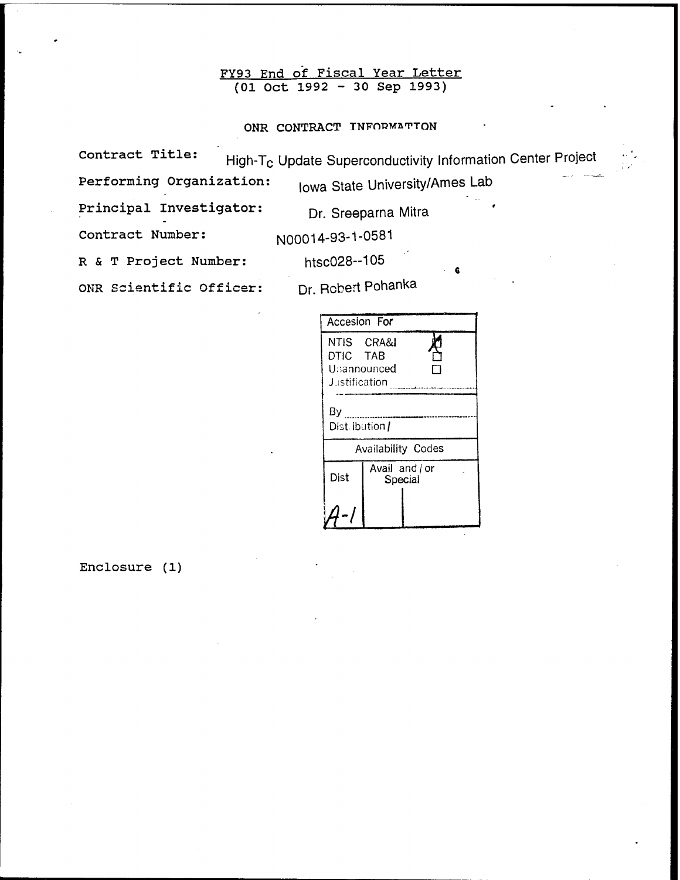FY93 End of Fiscal Year Letter
(01 Oct 1992 - 30 Sep 1993)

ONR CONTRACT INFORMATION

Contract Title: High-$T_C$ Update Superconductivity Information Center Project

Performing Organization: Iowa State University/Ames Lab

Principal Investigator: Dr. Sreeparna Mitra

Contract Number: N00014-93-1-0581

R & T Project Number: htsc028--105

ONR Scientific Officer: Dr. Robert Pohanka

| Accesion For | | |
|---|---|---|
| NTIS CRA&I | | X |
| DTIC TAB | | ☐ |
| Unannounced | | ☐ |
| Justification | | |
| By | | |
| Distribution / | | |
| Availability Codes | | |
| Dist | Avail and / or Special | |
| A-1 | | |

Enclosure (1)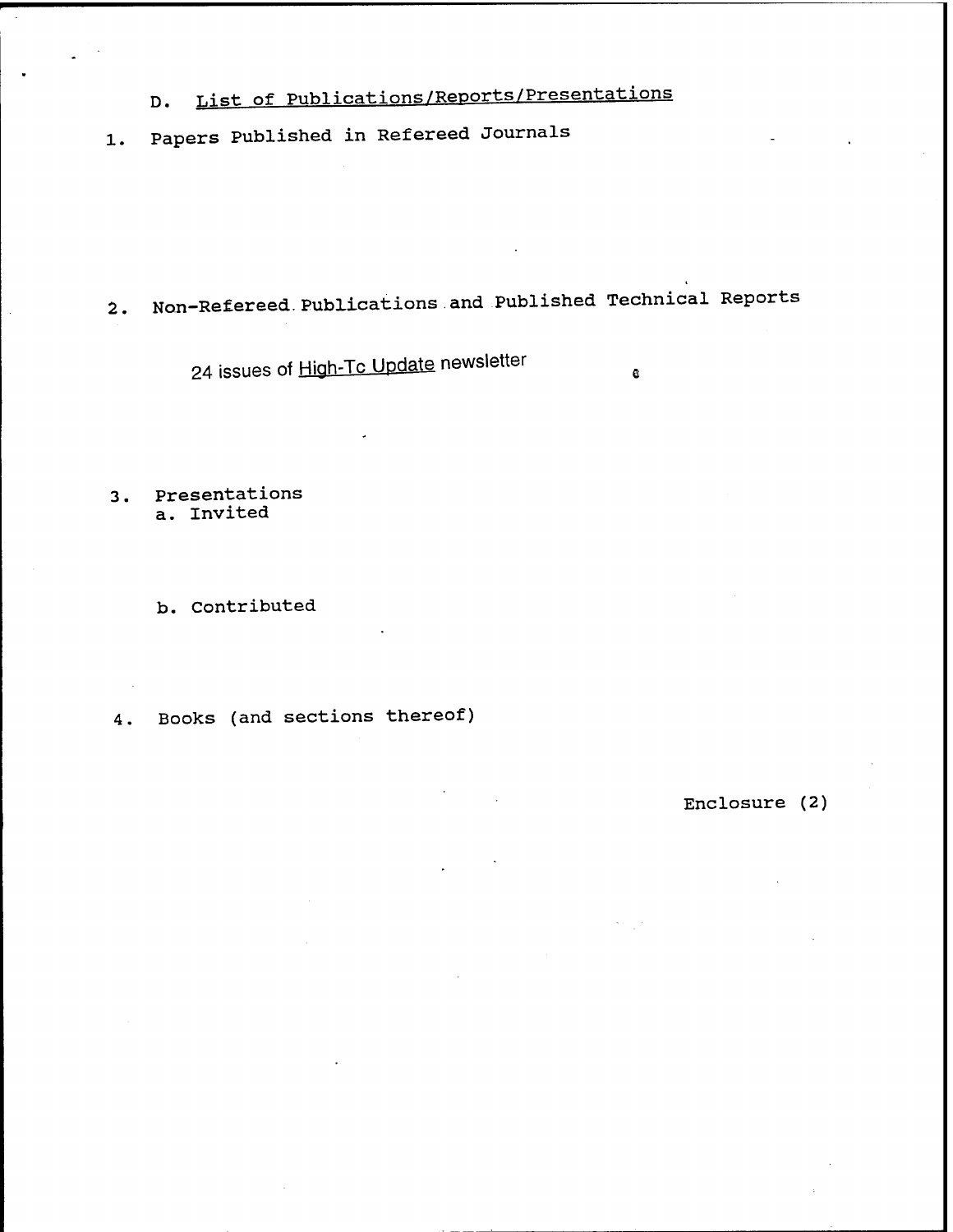## D. List of Publications/Reports/Presentations

1. Papers Published in Refereed Journals

2. Non-Refereed Publications and Published Technical Reports

   24 issues of High-Tc Update newsletter

3. Presentations
   a. Invited

   b. Contributed

4. Books (and sections thereof)

Enclosure (2)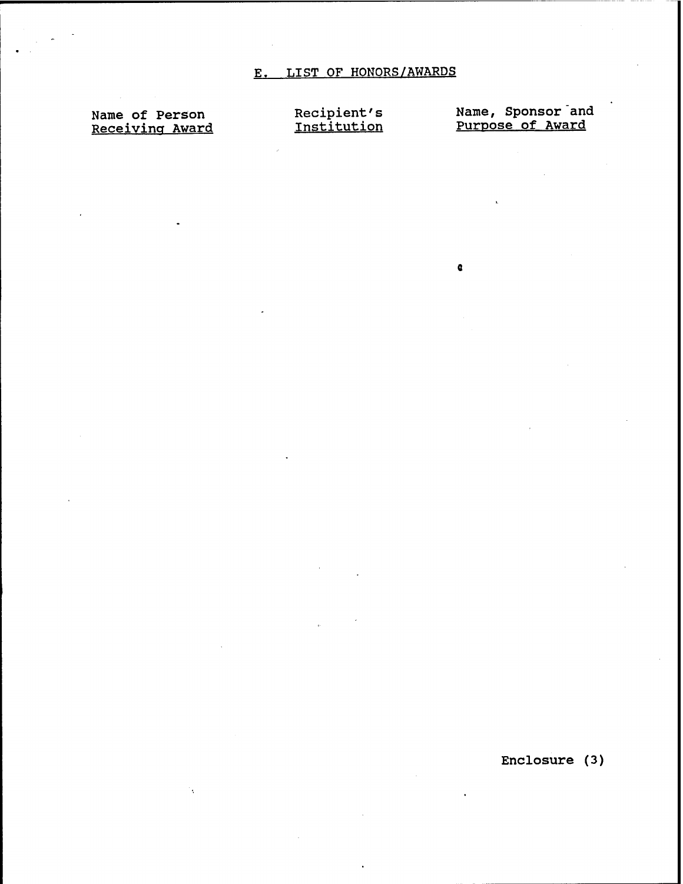## E. LIST OF HONORS/AWARDS

| Name of Person Receiving Award | Recipient's Institution | Name, Sponsor and Purpose of Award |
|---|---|---|

Enclosure (3)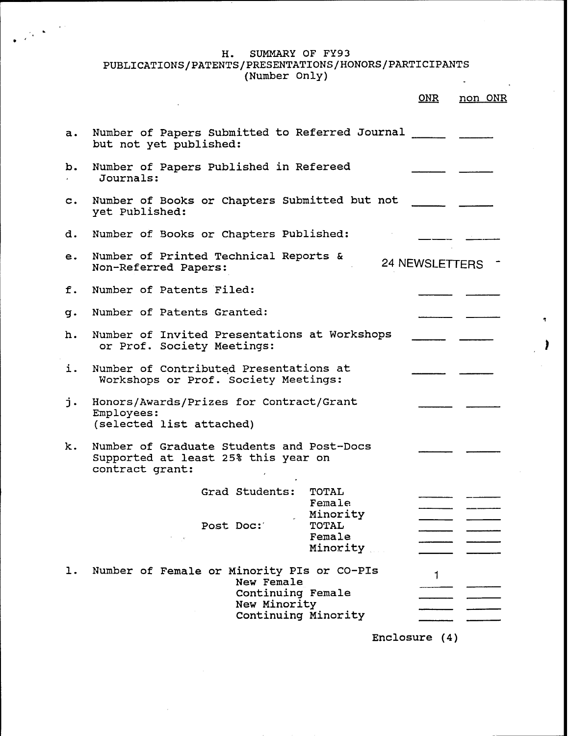# H. SUMMARY OF FY93
## PUBLICATIONS/PATENTS/PRESENTATIONS/HONORS/PARTICIPANTS
(Number Only)

| | | | ONR | non ONR |
|---|---|---|---|---|
| a. | Number of Papers Submitted to Referred Journal but not yet published: | | | |
| b. | Number of Papers Published in Refereed Journals: | | | |
| c. | Number of Books or Chapters Submitted but not yet Published: | | | |
| d. | Number of Books or Chapters Published: | | | |
| e. | Number of Printed Technical Reports & Non-Referred Papers: | | 24 NEWSLETTERS | - |
| f. | Number of Patents Filed: | | | |
| g. | Number of Patents Granted: | | | |
| h. | Number of Invited Presentations at Workshops or Prof. Society Meetings: | | | |
| i. | Number of Contributed Presentations at Workshops or Prof. Society Meetings: | | | |
| j. | Honors/Awards/Prizes for Contract/Grant Employees: (selected list attached) | | | |
| k. | Number of Graduate Students and Post-Docs Supported at least 25% this year on contract grant: | | | |
| | Grad Students: | TOTAL | | |
| | | Female | | |
| | | Minority | | |
| | Post Doc: | TOTAL | | |
| | | Female | | |
| | | Minority | | |
| l. | Number of Female or Minority PIs or CO-PIs | | 1 | |
| | | New Female | | |
| | | Continuing Female | | |
| | | New Minority | | |
| | | Continuing Minority | | |

Enclosure (4)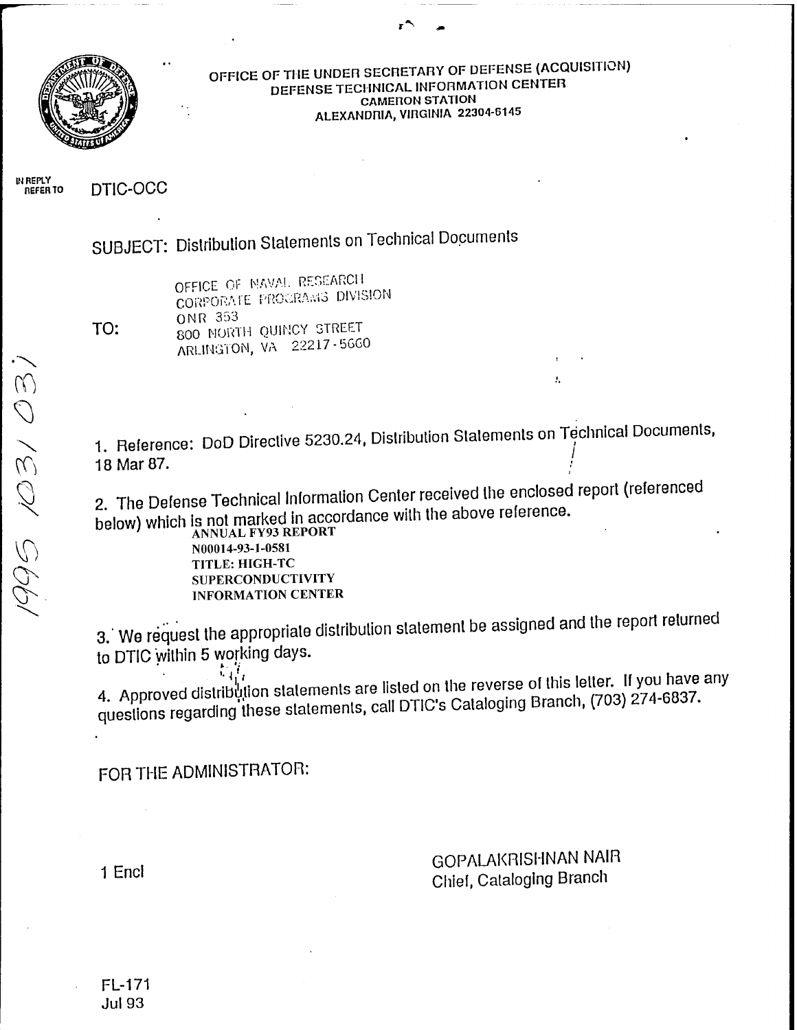OFFICE OF THE UNDER SECRETARY OF DEFENSE (ACQUISITION)
DEFENSE TECHNICAL INFORMATION CENTER
CAMERON STATION
ALEXANDRIA, VIRGINIA 22304-6145

IN REPLY REFER TO DTIC-OCC

SUBJECT: Distribution Statements on Technical Documents

TO:
OFFICE OF NAVAL RESEARCH
CORPORATE PROGRAMS DIVISION
ONR 353
800 NORTH QUINCY STREET
ARLINGTON, VA 22217-5660

1995 1031 031

1. Reference: DoD Directive 5230.24, Distribution Statements on Technical Documents, 18 Mar 87.

2. The Defense Technical Information Center received the enclosed report (referenced below) which is not marked in accordance with the above reference.

**ANNUAL FY93 REPORT**
**N00014-93-1-0581**
**TITLE: HIGH-TC**
**SUPERCONDUCTIVITY**
**INFORMATION CENTER**

3. We request the appropriate distribution statement be assigned and the report returned to DTIC within 5 working days.

4. Approved distribution statements are listed on the reverse of this letter. If you have any questions regarding these statements, call DTIC's Cataloging Branch, (703) 274-6837.

FOR THE ADMINISTRATOR:

1 Encl

GOPALAKRISHNAN NAIR
Chief, Cataloging Branch

FL-171
Jul 93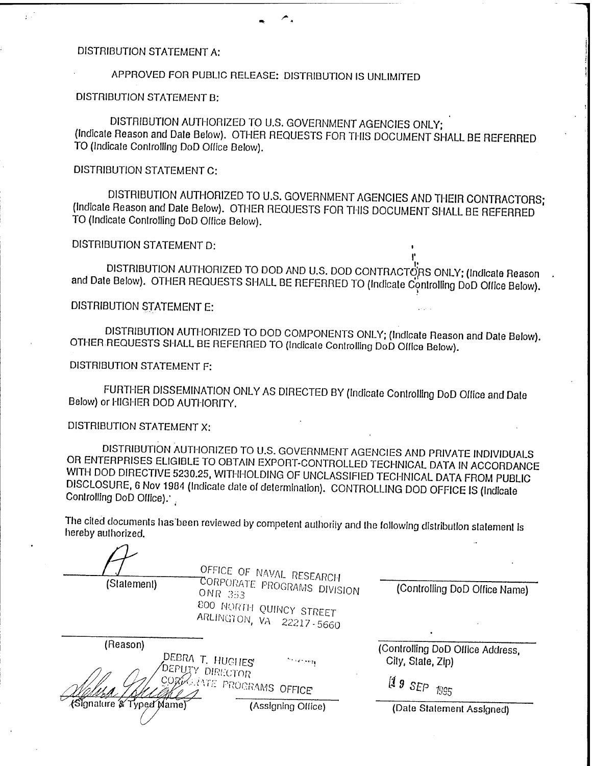DISTRIBUTION STATEMENT A:

APPROVED FOR PUBLIC RELEASE: DISTRIBUTION IS UNLIMITED

DISTRIBUTION STATEMENT B:

DISTRIBUTION AUTHORIZED TO U.S. GOVERNMENT AGENCIES ONLY; (Indicate Reason and Date Below). OTHER REQUESTS FOR THIS DOCUMENT SHALL BE REFERRED TO (Indicate Controlling DoD Office Below).

DISTRIBUTION STATEMENT C:

DISTRIBUTION AUTHORIZED TO U.S. GOVERNMENT AGENCIES AND THEIR CONTRACTORS; (Indicate Reason and Date Below). OTHER REQUESTS FOR THIS DOCUMENT SHALL BE REFERRED TO (Indicate Controlling DoD Office Below).

DISTRIBUTION STATEMENT D:

DISTRIBUTION AUTHORIZED TO DOD AND U.S. DOD CONTRACTORS ONLY; (Indicate Reason and Date Below). OTHER REQUESTS SHALL BE REFERRED TO (Indicate Controlling DoD Office Below).

DISTRIBUTION STATEMENT E:

DISTRIBUTION AUTHORIZED TO DOD COMPONENTS ONLY; (Indicate Reason and Date Below). OTHER REQUESTS SHALL BE REFERRED TO (Indicate Controlling DoD Office Below).

DISTRIBUTION STATEMENT F:

FURTHER DISSEMINATION ONLY AS DIRECTED BY (Indicate Controlling DoD Office and Date Below) or HIGHER DOD AUTHORITY.

DISTRIBUTION STATEMENT X:

DISTRIBUTION AUTHORIZED TO U.S. GOVERNMENT AGENCIES AND PRIVATE INDIVIDUALS OR ENTERPRISES ELIGIBLE TO OBTAIN EXPORT-CONTROLLED TECHNICAL DATA IN ACCORDANCE WITH DOD DIRECTIVE 5230.25, WITHHOLDING OF UNCLASSIFIED TECHNICAL DATA FROM PUBLIC DISCLOSURE, 6 Nov 1984 (Indicate date of determination). CONTROLLING DOD OFFICE IS (Indicate Controlling DoD Office).

The cited documents has been reviewed by competent authority and the following distribution statement is hereby authorized.

A
(Statement)

OFFICE OF NAVAL RESEARCH
CORPORATE PROGRAMS DIVISION
ONR 353
800 NORTH QUINCY STREET
ARLINGTON, VA 22217-5660

(Controlling DoD Office Name)

(Reason)

(Controlling DoD Office Address, City, State, Zip)

DEBRA T. HUGHES
DEPUTY DIRECTOR
CORPORATE PROGRAMS OFFICE

(Signature & Typed Name)

(Assigning Office)

19 SEP 1995

(Date Statement Assigned)